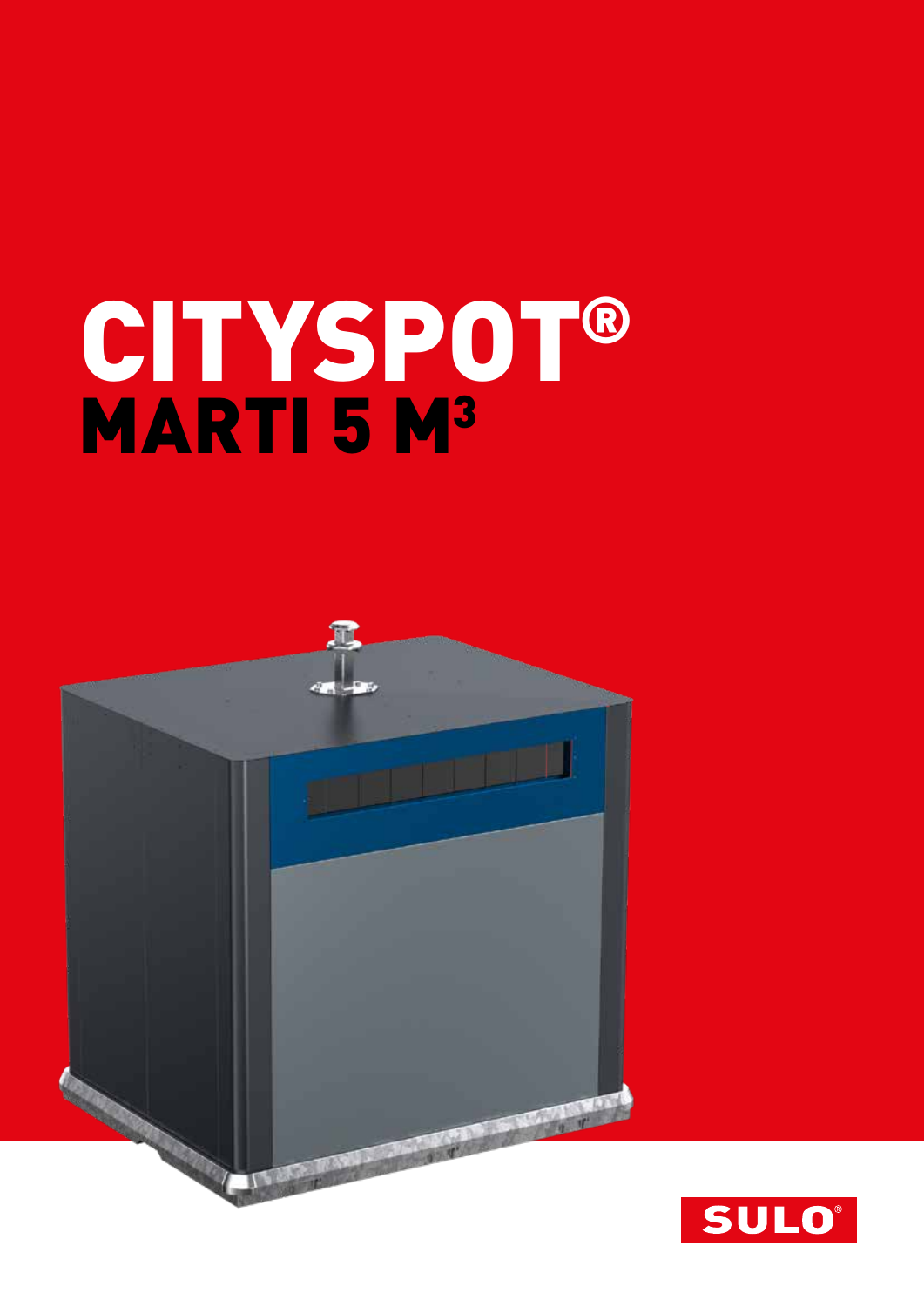# CITYSPOT®

## MARTI 5 M$^3$

SULO®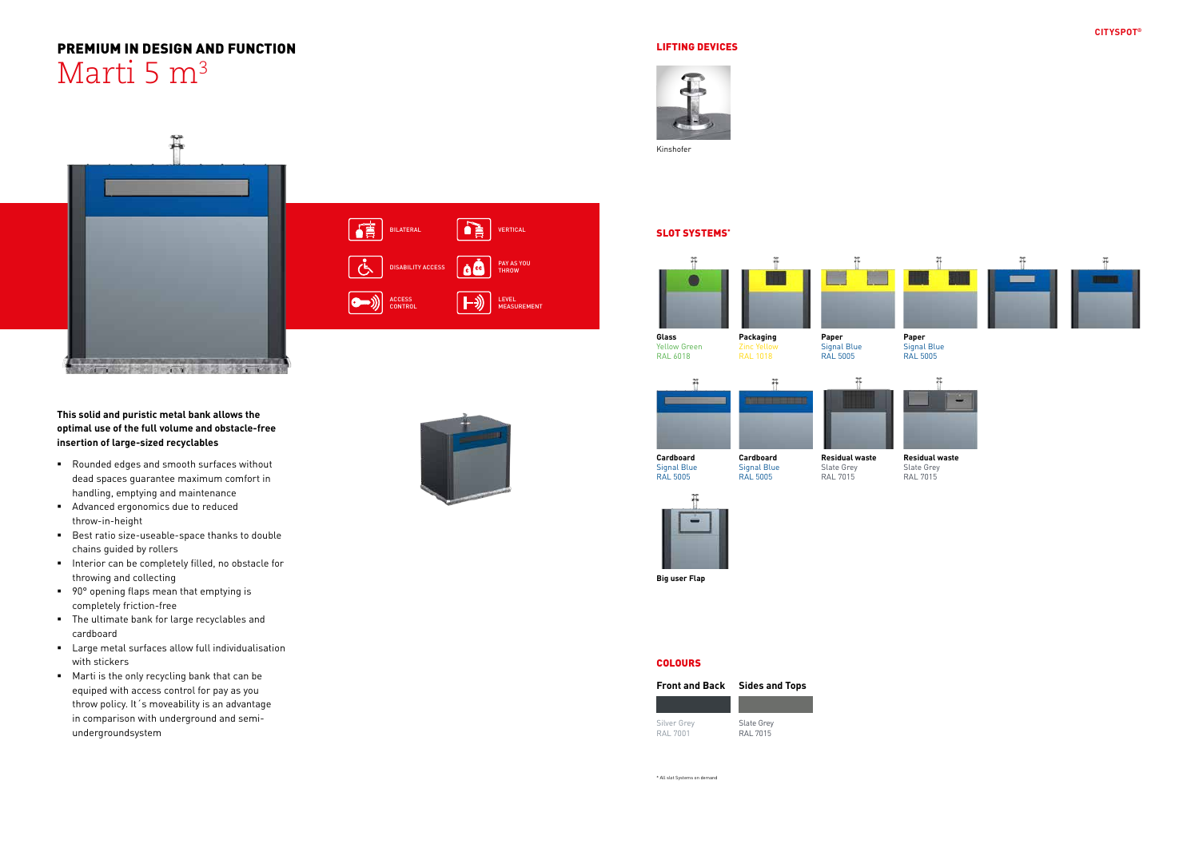## PREMIUM IN DESIGN AND FUNCTION

# Marti 5 $m^3$

BILATERAL

VERTICAL

DISABILITY ACCESS

PAY AS YOU THROW

ACCESS CONTROL

LEVEL MEASUREMENT

**This solid and puristic metal bank allows the optimal use of the full volume and obstacle-free insertion of large-sized recyclables**

- Rounded edges and smooth surfaces without dead spaces guarantee maximum comfort in handling, emptying and maintenance
- Advanced ergonomics due to reduced throw-in-height
- Best ratio size-useable-space thanks to double chains guided by rollers
- Interior can be completely filled, no obstacle for throwing and collecting
- 90° opening flaps mean that emptying is completely friction-free
- The ultimate bank for large recyclables and cardboard
- Large metal surfaces allow full individualisation with stickers
- Marti is the only recycling bank that can be equiped with access control for pay as you throw policy. It´s moveability is an advantage in comparison with underground and semi-undergroundsystem

### LIFTING DEVICES

Kinshofer

### SLOT SYSTEMS*

**Glass**
Yellow Green
RAL 6018

**Packaging**
Zinc Yellow
RAL 1018

**Paper**
Signal Blue
RAL 5005

**Paper**
Signal Blue
RAL 5005

**Cardboard**
Signal Blue
RAL 5005

**Cardboard**
Signal Blue
RAL 5005

**Residual waste**
Slate Grey
RAL 7015

**Residual waste**
Slate Grey
RAL 7015

**Big user Flap**

### COLOURS

| Front and Back | Sides and Tops |
|---|---|
| Silver Grey RAL 7001 | Slate Grey RAL 7015 |

* All slot Systems on demand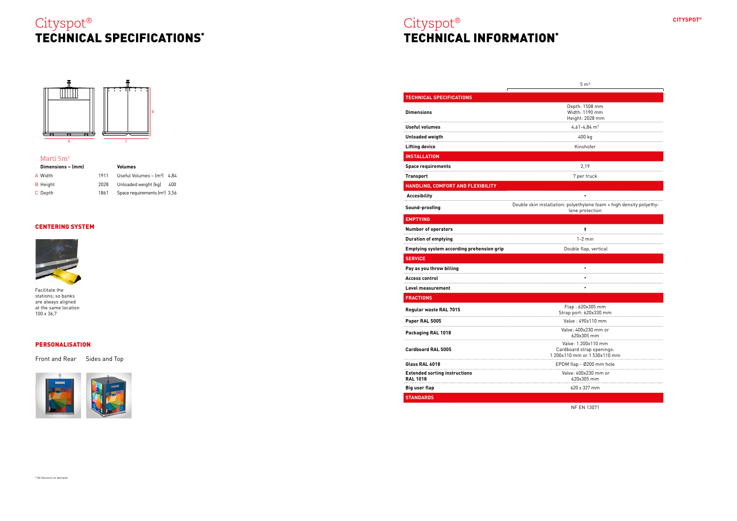# Cityspot®
## TECHNICAL SPECIFICATIONS*

A B C

Marti 5m³

| Dimensions ~ (mm) | | Volumes | |
|---|---|---|---|
| A Width | 1911 | Useful Volumes ~ (m³) | 4,84 |
| B Height | 2028 | Unloaded weight (kg) | 400 |
| C Depth | 1861 | Space requirements (m²) | 3,56 |

### CENTERING SYSTEM

Facilitate the stations; so banks are always aligned at the same location 100 x 36,7

### PERSONALISATION

Front and Rear    Sides and Top

\* All Volumes on demand

# Cityspot®
## TECHNICAL INFORMATION*

| | 5 m³ |
|---|---|
| **TECHNICAL SPECIFICATIONS** | |
| **Dimensions** | Depth: 1508 mm<br>Width: 1190 mm<br>Height: 2028 mm |
| **Useful volumes** | 4,61-4,84 m³ |
| **Unloaded weigth** | 400 kg |
| **Lifting device** | Kinshofer |
| **INSTALLATION** | |
| **Space requirements** | 2,19 |
| **Transport** | 7 per truck |
| **HANDLING, COMFORT AND FLEXIBILITY** | |
| **Accesibility** | • |
| **Sound-proofing** | Double skin installation: polyethylene foam + high density polyethylene protection |
| **EMPTYING** | |
| **Number of operators** | 1 |
| **Duration of emptying** | 1-2 min |
| **Emptying system according prehension grip** | Double flap, vertical |
| **SERVICE** | |
| **Pay as you throw billing** | • |
| **Access control** | • |
| **Level measurement** | • |
| **FRACTIONS** | |
| **Regular waste RAL 7015** | Flap : 620x305 mm<br>Strap port: 620x330 mm |
| **Paper RAL 5005** | Valve : 490x110 mm |
| **Packaging RAL 1018** | Valve: 400x230 mm or<br>620x305 mm |
| **Cardboard RAL 5005** | Valve: 1 200x110 mm<br>Cardboard strap openings:<br>1 200x110 mm or 1 530x110 mm |
| **Glass RAL 6018** | EPDM flap - Ø200 mm hole |
| **Extended sorting instructions RAL 1018** | Valve: 400x230 mm or<br>620x305 mm |
| **Big user flap** | 620 x 327 mm |
| **STANDARDS** | |
| | NF EN 13071 |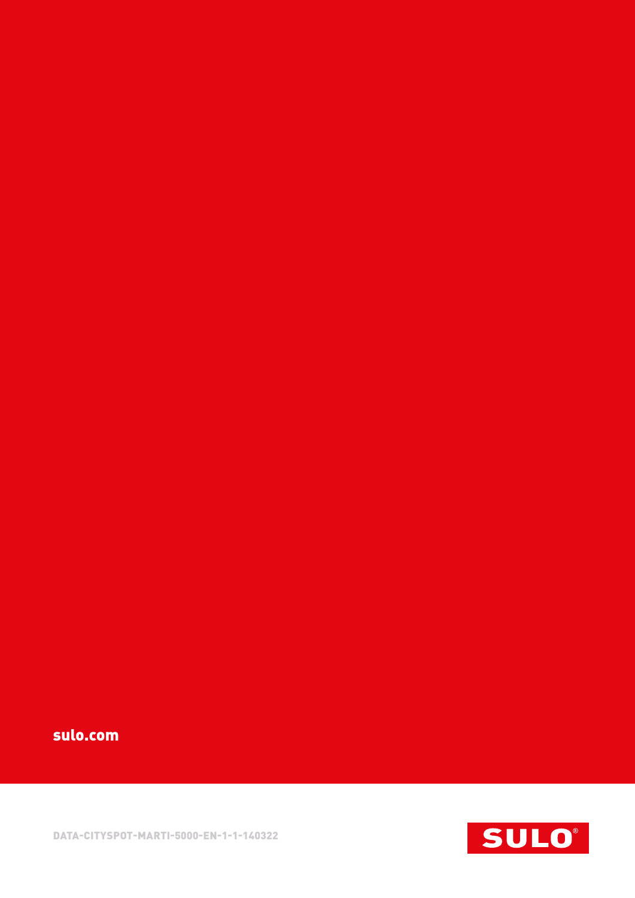sulo.com

DATA-CITYSPOT-MARTI-5000-EN-1-1-140322

SULO®